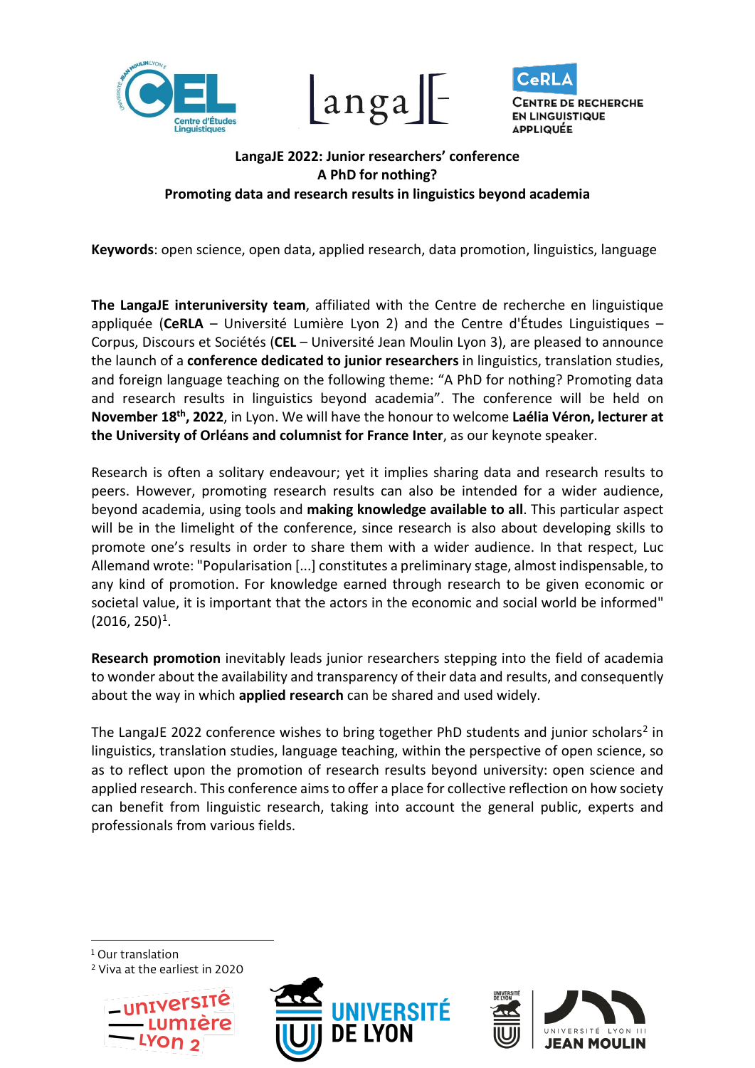**LangaJE 2022: Junior researchers' conference**
**A PhD for nothing?**
**Promoting data and research results in linguistics beyond academia**

**Keywords**: open science, open data, applied research, data promotion, linguistics, language

**The LangaJE interuniversity team**, affiliated with the Centre de recherche en linguistique appliquée (**CeRLA** – Université Lumière Lyon 2) and the Centre d'Études Linguistiques – Corpus, Discours et Sociétés (**CEL** – Université Jean Moulin Lyon 3), are pleased to announce the launch of a **conference dedicated to junior researchers** in linguistics, translation studies, and foreign language teaching on the following theme: "A PhD for nothing? Promoting data and research results in linguistics beyond academia". The conference will be held on **November 18th, 2022**, in Lyon. We will have the honour to welcome **Laélia Véron, lecturer at the University of Orléans and columnist for France Inter**, as our keynote speaker.

Research is often a solitary endeavour; yet it implies sharing data and research results to peers. However, promoting research results can also be intended for a wider audience, beyond academia, using tools and **making knowledge available to all**. This particular aspect will be in the limelight of the conference, since research is also about developing skills to promote one's results in order to share them with a wider audience. In that respect, Luc Allemand wrote: "Popularisation [...] constitutes a preliminary stage, almost indispensable, to any kind of promotion. For knowledge earned through research to be given economic or societal value, it is important that the actors in the economic and social world be informed" (2016, 250)[1].

**Research promotion** inevitably leads junior researchers stepping into the field of academia to wonder about the availability and transparency of their data and results, and consequently about the way in which **applied research** can be shared and used widely.

The LangaJE 2022 conference wishes to bring together PhD students and junior scholars[2] in linguistics, translation studies, language teaching, within the perspective of open science, so as to reflect upon the promotion of research results beyond university: open science and applied research. This conference aims to offer a place for collective reflection on how society can benefit from linguistic research, taking into account the general public, experts and professionals from various fields.

---

[1] Our translation
[2] Viva at the earliest in 2020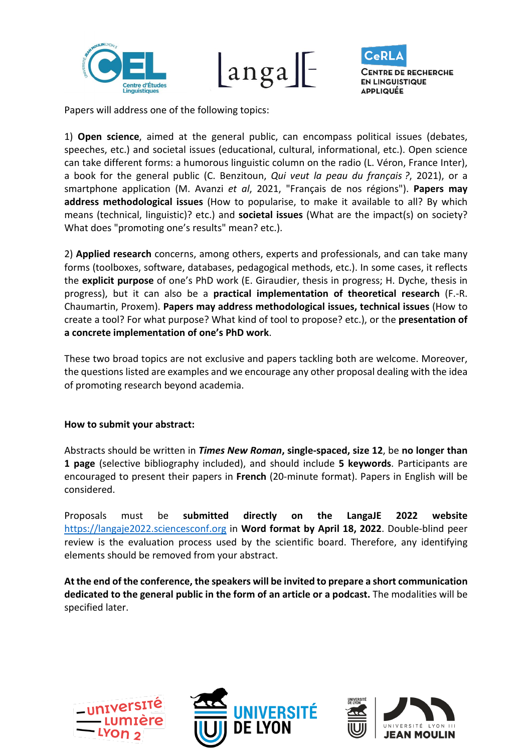Papers will address one of the following topics:

1) **Open science**, aimed at the general public, can encompass political issues (debates, speeches, etc.) and societal issues (educational, cultural, informational, etc.). Open science can take different forms: a humorous linguistic column on the radio (L. Véron, France Inter), a book for the general public (C. Benzitoun, *Qui veut la peau du français ?*, 2021), or a smartphone application (M. Avanzi *et al*, 2021, "Français de nos régions"). **Papers may address methodological issues** (How to popularise, to make it available to all? By which means (technical, linguistic)? etc.) and **societal issues** (What are the impact(s) on society? What does "promoting one's results" mean? etc.).

2) **Applied research** concerns, among others, experts and professionals, and can take many forms (toolboxes, software, databases, pedagogical methods, etc.). In some cases, it reflects the **explicit purpose** of one's PhD work (E. Giraudier, thesis in progress; H. Dyche, thesis in progress), but it can also be a **practical implementation of theoretical research** (F.-R. Chaumartin, Proxem). **Papers may address methodological issues, technical issues** (How to create a tool? For what purpose? What kind of tool to propose? etc.), or the **presentation of a concrete implementation of one's PhD work**.

These two broad topics are not exclusive and papers tackling both are welcome. Moreover, the questions listed are examples and we encourage any other proposal dealing with the idea of promoting research beyond academia.

**How to submit your abstract:**

Abstracts should be written in ***Times New Roman*****, single-spaced, size 12**, be **no longer than 1 page** (selective bibliography included), and should include **5 keywords**. Participants are encouraged to present their papers in **French** (20-minute format). Papers in English will be considered.

Proposals must be **submitted directly on the LangaJE 2022 website** https://langaje2022.sciencesconf.org in **Word format by April 18, 2022**. Double-blind peer review is the evaluation process used by the scientific board. Therefore, any identifying elements should be removed from your abstract.

**At the end of the conference, the speakers will be invited to prepare a short communication dedicated to the general public in the form of an article or a podcast.** The modalities will be specified later.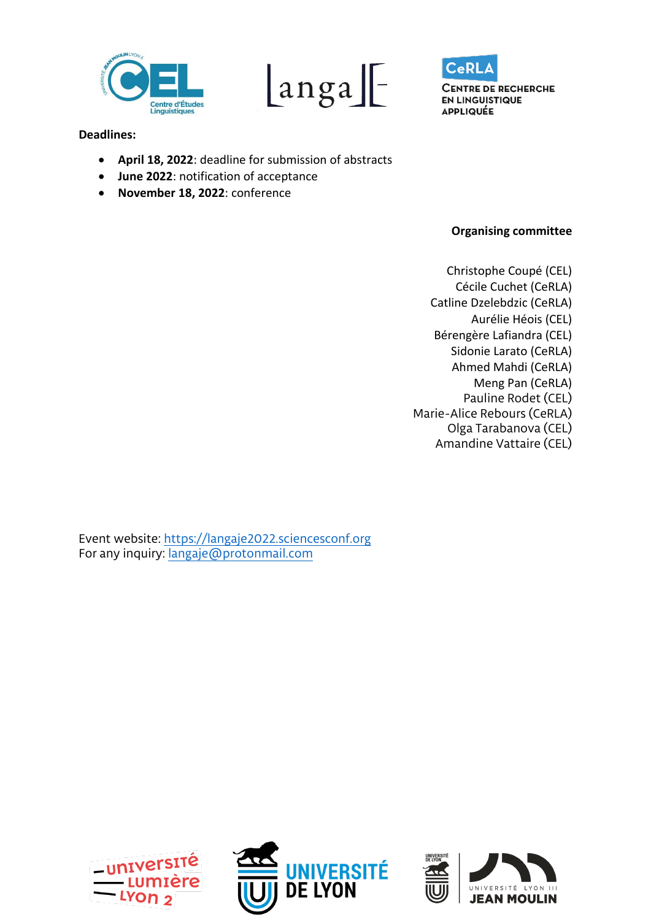**Deadlines:**

- **April 18, 2022**: deadline for submission of abstracts
- **June 2022**: notification of acceptance
- **November 18, 2022**: conference

**Organising committee**

Christophe Coupé (CEL)
Cécile Cuchet (CeRLA)
Catline Dzelebdzic (CeRLA)
Aurélie Héois (CEL)
Bérengère Lafiandra (CEL)
Sidonie Larato (CeRLA)
Ahmed Mahdi (CeRLA)
Meng Pan (CeRLA)
Pauline Rodet (CEL)
Marie-Alice Rebours (CeRLA)
Olga Tarabanova (CEL)
Amandine Vattaire (CEL)

Event website: https://langaje2022.sciencesconf.org
For any inquiry: langaje@protonmail.com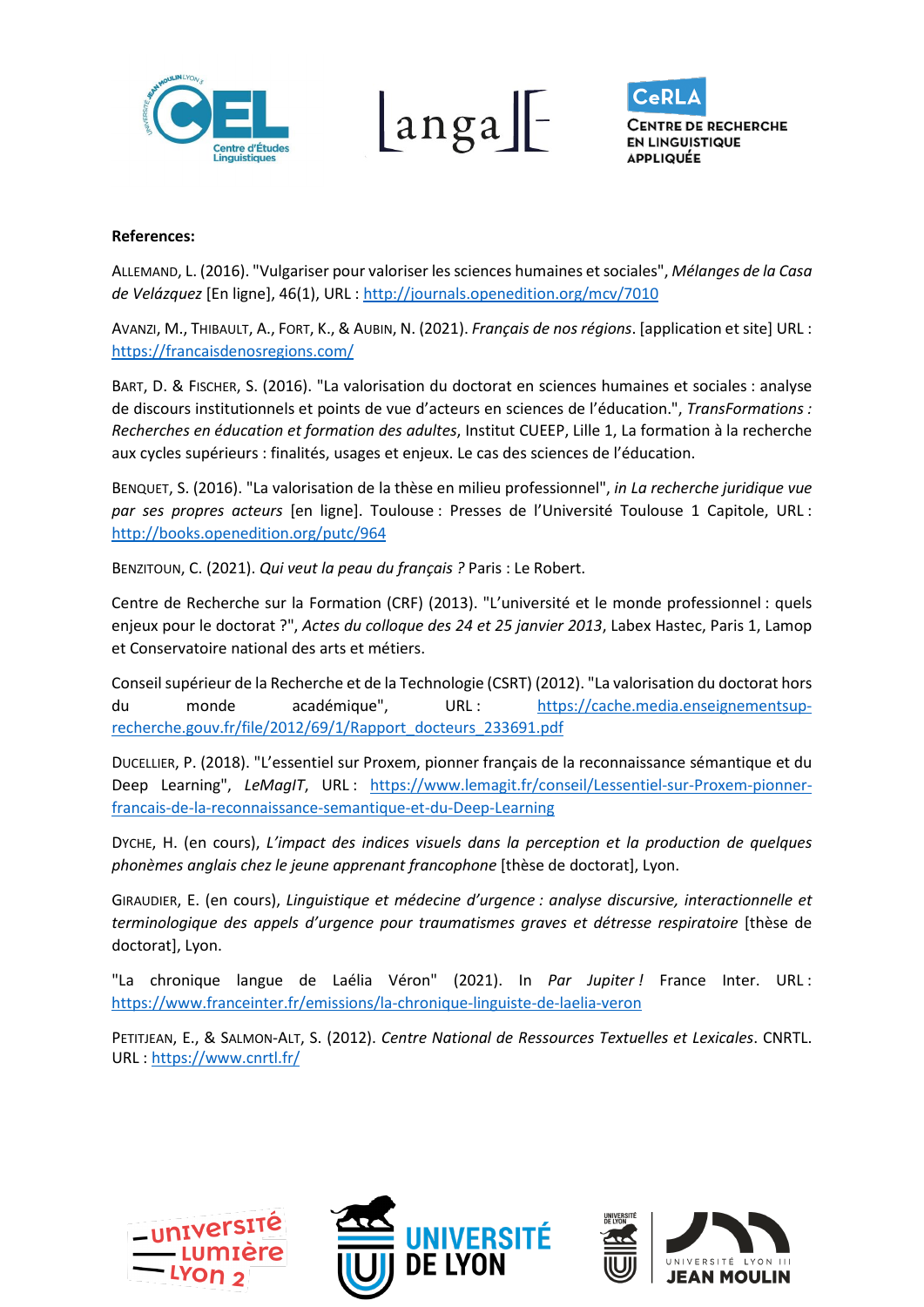**References:**

ALLEMAND, L. (2016). "Vulgariser pour valoriser les sciences humaines et sociales", *Mélanges de la Casa de Velázquez* [En ligne], 46(1), URL : http://journals.openedition.org/mcv/7010

AVANZI, M., THIBAULT, A., FORT, K., & AUBIN, N. (2021). *Français de nos régions*. [application et site] URL : https://francaisdenosregions.com/

BART, D. & FISCHER, S. (2016). "La valorisation du doctorat en sciences humaines et sociales : analyse de discours institutionnels et points de vue d'acteurs en sciences de l'éducation.", *TransFormations : Recherches en éducation et formation des adultes*, Institut CUEEP, Lille 1, La formation à la recherche aux cycles supérieurs : finalités, usages et enjeux. Le cas des sciences de l'éducation.

BENQUET, S. (2016). "La valorisation de la thèse en milieu professionnel", *in La recherche juridique vue par ses propres acteurs* [en ligne]. Toulouse : Presses de l'Université Toulouse 1 Capitole, URL : http://books.openedition.org/putc/964

BENZITOUN, C. (2021). *Qui veut la peau du français ?* Paris : Le Robert.

Centre de Recherche sur la Formation (CRF) (2013). "L'université et le monde professionnel : quels enjeux pour le doctorat ?", *Actes du colloque des 24 et 25 janvier 2013*, Labex Hastec, Paris 1, Lamop et Conservatoire national des arts et métiers.

Conseil supérieur de la Recherche et de la Technologie (CSRT) (2012). "La valorisation du doctorat hors du monde académique", URL : https://cache.media.enseignementsup-recherche.gouv.fr/file/2012/69/1/Rapport_docteurs_233691.pdf

DUCELLIER, P. (2018). "L'essentiel sur Proxem, pionner français de la reconnaissance sémantique et du Deep Learning", *LeMagIT*, URL : https://www.lemagit.fr/conseil/Lessentiel-sur-Proxem-pionner-francais-de-la-reconnaissance-semantique-et-du-Deep-Learning

DYCHE, H. (en cours), *L'impact des indices visuels dans la perception et la production de quelques phonèmes anglais chez le jeune apprenant francophone* [thèse de doctorat], Lyon.

GIRAUDIER, E. (en cours), *Linguistique et médecine d'urgence : analyse discursive, interactionnelle et terminologique des appels d'urgence pour traumatismes graves et détresse respiratoire* [thèse de doctorat], Lyon.

"La chronique langue de Laélia Véron" (2021). In *Par Jupiter !* France Inter. URL : https://www.franceinter.fr/emissions/la-chronique-linguiste-de-laelia-veron

PETITJEAN, E., & SALMON-ALT, S. (2012). *Centre National de Ressources Textuelles et Lexicales*. CNRTL. URL : https://www.cnrtl.fr/